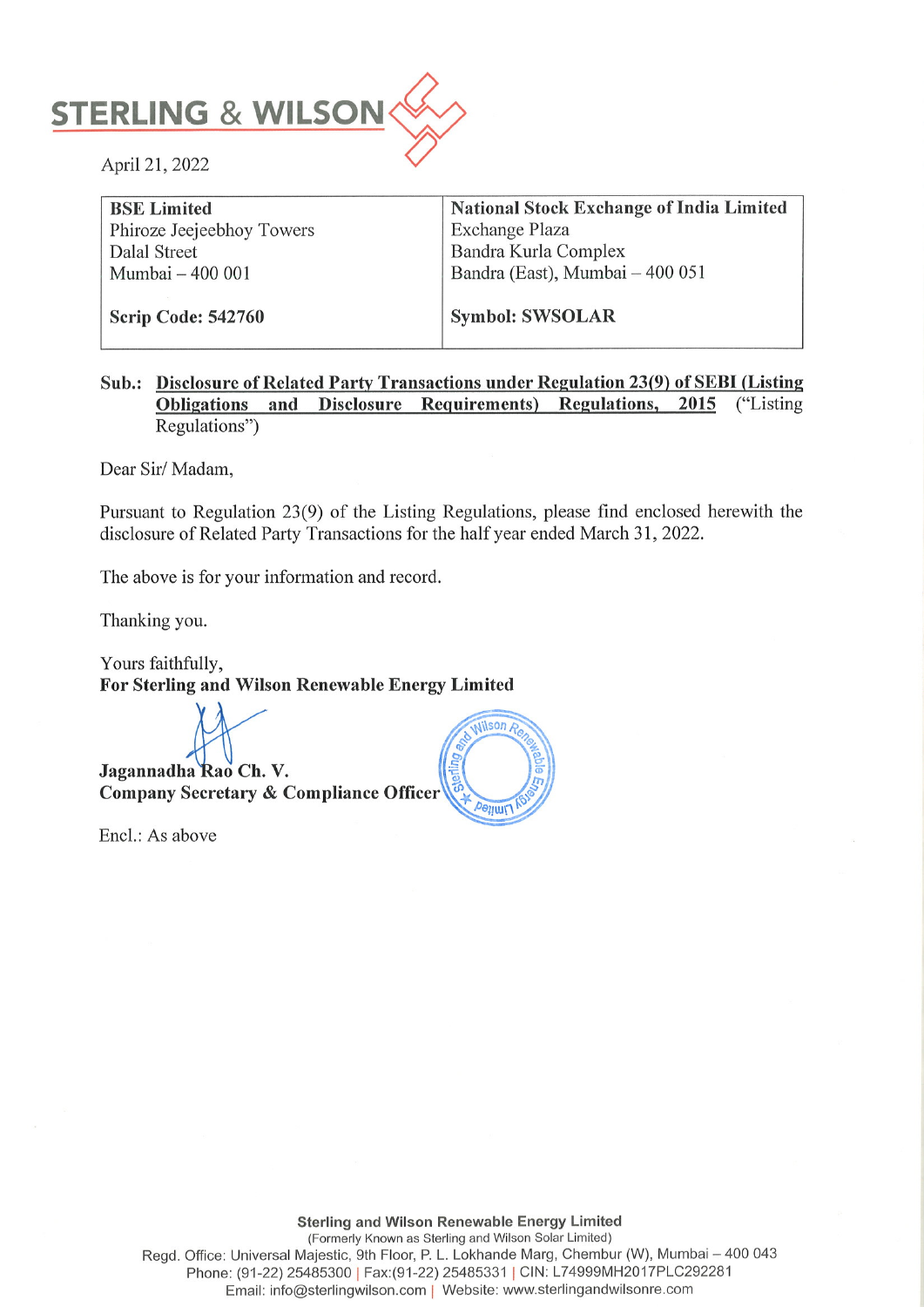**STERLING & WILSON**

April 21, 2022

| **BSE Limited**<br>Phiroze Jeejeebhoy Towers<br>Dalal Street<br>Mumbai – 400 001<br><br>**Scrip Code: 542760** | **National Stock Exchange of India Limited**<br>Exchange Plaza<br>Bandra Kurla Complex<br>Bandra (East), Mumbai – 400 051<br><br>**Symbol: SWSOLAR** |
|---|---|

**Sub.: Disclosure of Related Party Transactions under Regulation 23(9) of SEBI (Listing Obligations and Disclosure Requirements) Regulations, 2015** ("Listing Regulations")

Dear Sir/ Madam,

Pursuant to Regulation 23(9) of the Listing Regulations, please find enclosed herewith the disclosure of Related Party Transactions for the half year ended March 31, 2022.

The above is for your information and record.

Thanking you.

Yours faithfully,
**For Sterling and Wilson Renewable Energy Limited**

**Jagannadha Rao Ch. V.**
**Company Secretary & Compliance Officer**

Encl.: As above

**Sterling and Wilson Renewable Energy Limited**
(Formerly Known as Sterling and Wilson Solar Limited)
Regd. Office: Universal Majestic, 9th Floor, P. L. Lokhande Marg, Chembur (W), Mumbai – 400 043
Phone: (91-22) 25485300 | Fax:(91-22) 25485331 | CIN: L74999MH2017PLC292281
Email: info@sterlingwilson.com | Website: www.sterlingandwilsonre.com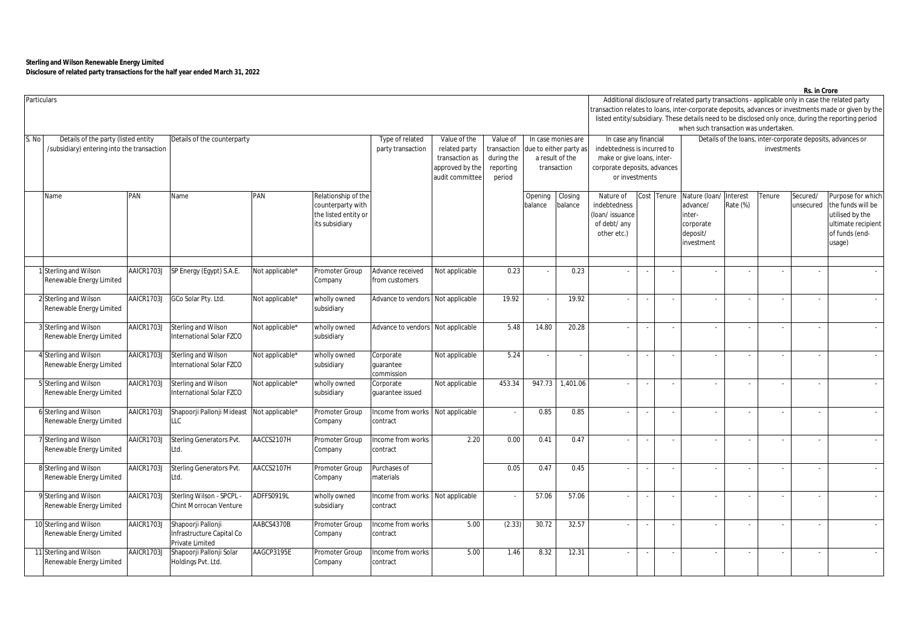**Sterling and Wilson Renewable Energy Limited**
**Disclosure of related party transactions for the half year ended March 31, 2022**

**Rs. in Crore**

| Particulars | | | | | | | | | | | Additional disclosure of related party transactions - applicable only in case the related party transaction relates to loans, inter-corporate deposits, advances or investments made or given by the listed entity/subsidiary. These details need to be disclosed only once, during the reporting period when such transaction was undertaken. | | | | | | | | |
|---|---|---|---|---|---|---|---|---|---|---|---|---|---|---|---|---|---|---|
| S. No | Details of the party (listed entity /subsidiary) entering into the transaction | | Details of the counterparty | | | Type of related party transaction | Value of the related party transaction as approved by the audit committee | Value of transaction during the reporting period | In case monies are due to either party as a result of the transaction | | In case any financial indebtedness is incurred to make or give loans, inter-corporate deposits, advances or investments | | | Details of the loans, inter-corporate deposits, advances or investments | | | | |
| | Name | PAN | Name | PAN | Relationship of the counterparty with the listed entity or its subsidiary | | | | Opening balance | Closing balance | Nature of indebtedness (loan/ issuance of debt/ any other etc.) | Cost | Tenure | Nature (loan/ advance/ inter-corporate deposit/ investment | Interest Rate (%) | Tenure | Secured/ unsecured | Purpose for which the funds will be utilised by the ultimate recipient of funds (end-usage) |
| 1 | Sterling and Wilson Renewable Energy Limited | AAICR1703J | SP Energy (Egypt) S.A.E. | Not applicable* | Promoter Group Company | Advance received from customers | Not applicable | 0.23 | - | 0.23 | - | - | - | - | - | - | - | - |
| 2 | Sterling and Wilson Renewable Energy Limited | AAICR1703J | GCo Solar Pty. Ltd. | Not applicable* | wholly owned subsidiary | Advance to vendors | Not applicable | 19.92 | - | 19.92 | - | - | - | - | - | - | - | - |
| 3 | Sterling and Wilson Renewable Energy Limited | AAICR1703J | Sterling and Wilson International Solar FZCO | Not applicable* | wholly owned subsidiary | Advance to vendors | Not applicable | 5.48 | 14.80 | 20.28 | - | - | - | - | - | - | - | - |
| 4 | Sterling and Wilson Renewable Energy Limited | AAICR1703J | Sterling and Wilson International Solar FZCO | Not applicable* | wholly owned subsidiary | Corporate guarantee commission | Not applicable | 5.24 | - | - | - | - | - | - | - | - | - | - |
| 5 | Sterling and Wilson Renewable Energy Limited | AAICR1703J | Sterling and Wilson International Solar FZCO | Not applicable* | wholly owned subsidiary | Corporate guarantee issued | Not applicable | 453.34 | 947.73 | 1,401.06 | - | - | - | - | - | - | - | - |
| 6 | Sterling and Wilson Renewable Energy Limited | AAICR1703J | Shapoorji Pallonji Mideast LLC | Not applicable* | Promoter Group Company | Income from works contract | Not applicable | - | 0.85 | 0.85 | - | - | - | - | - | - | - | - |
| 7 | Sterling and Wilson Renewable Energy Limited | AAICR1703J | Sterling Generators Pvt. Ltd. | AACCS2107H | Promoter Group Company | Income from works contract | 2.20 | 0.00 | 0.41 | 0.47 | - | - | - | - | - | - | - | - |
| 8 | Sterling and Wilson Renewable Energy Limited | AAICR1703J | Sterling Generators Pvt. Ltd. | AACCS2107H | Promoter Group Company | Purchases of materials | | 0.05 | 0.47 | 0.45 | - | - | - | - | - | - | - | - |
| 9 | Sterling and Wilson Renewable Energy Limited | AAICR1703J | Sterling Wilson - SPCPL - Chint Morrocan Venture | ADFFS0919L | wholly owned subsidiary | Income from works contract | Not applicable | - | 57.06 | 57.06 | - | - | - | - | - | - | - | - |
| 10 | Sterling and Wilson Renewable Energy Limited | AAICR1703J | Shapoorji Pallonji Infrastructure Capital Co Private Limited | AABCS4370B | Promoter Group Company | Income from works contract | 5.00 | (2.33) | 30.72 | 32.57 | - | - | - | - | - | - | - | - |
| 11 | Sterling and Wilson Renewable Energy Limited | AAICR1703J | Shapoorji Pallonji Solar Holdings Pvt. Ltd. | AAGCP3195E | Promoter Group Company | Income from works contract | 5.00 | 1.46 | 8.32 | 12.31 | - | - | - | - | - | - | - | - |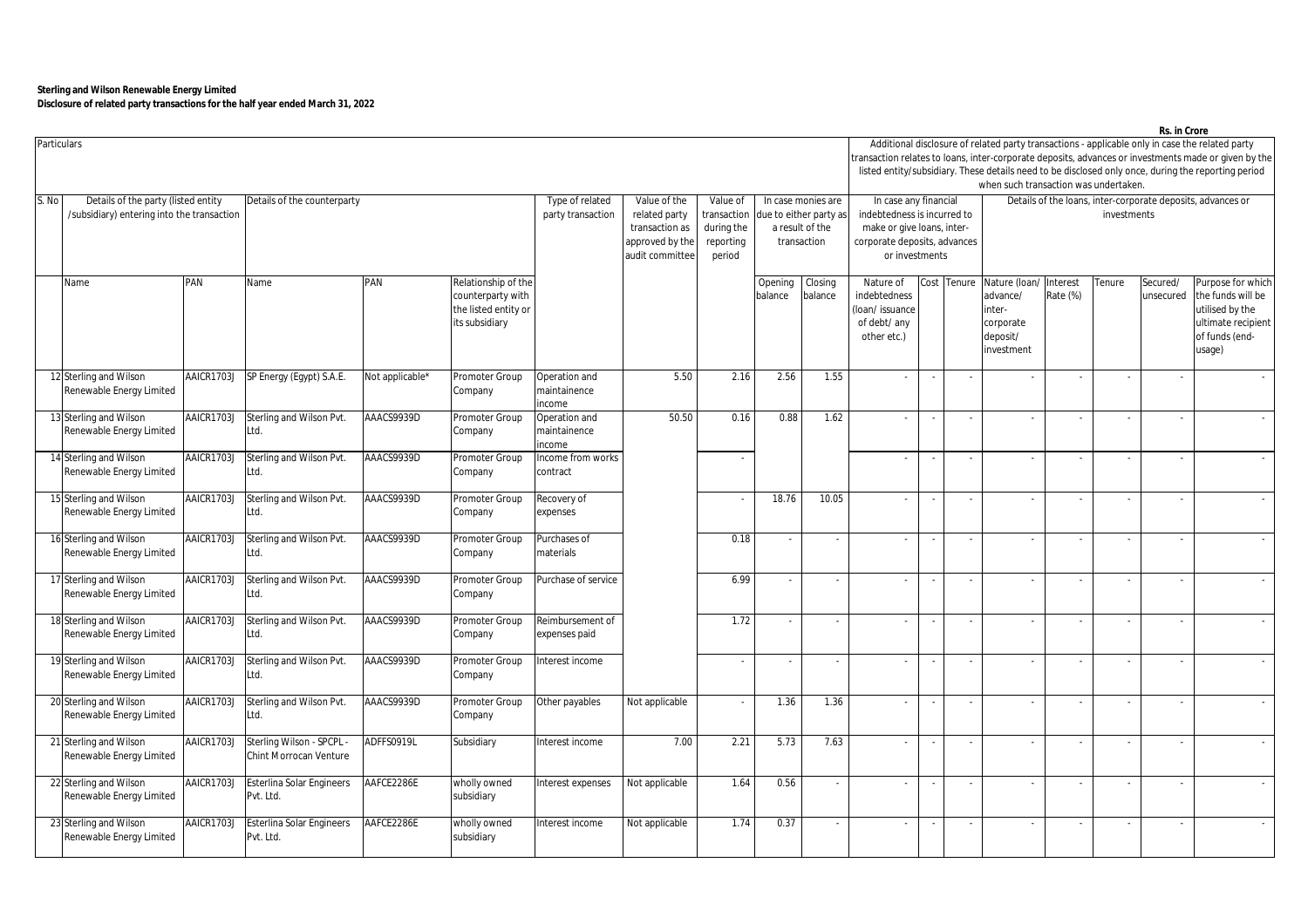**Sterling and Wilson Renewable Energy Limited**
**Disclosure of related party transactions for the half year ended March 31, 2022**

Rs. in Crore

| Particulars | | | | | | | | | | | | Additional disclosure of related party transactions - applicable only in case the related party transaction relates to loans, inter-corporate deposits, advances or investments made or given by the listed entity/subsidiary. These details need to be disclosed only once, during the reporting period when such transaction was undertaken. | | | | | | | | |
|---|---|---|---|---|---|---|---|---|---|---|---|---|---|---|---|---|---|---|---|---|
| S. No | Details of the party (listed entity /subsidiary) entering into the transaction | | Details of the counterparty | | | Type of related party transaction | Value of the related party transaction as approved by the audit committee | Value of transaction during the reporting period | In case monies are due to either party as a result of the transaction | | In case any financial indebtedness is incurred to make or give loans, inter-corporate deposits, advances or investments | | | Details of the loans, inter-corporate deposits, advances or investments | | | | |
| | Name | PAN | Name | PAN | Relationship of the counterparty with the listed entity or its subsidiary | | | | Opening balance | Closing balance | Nature of indebtedness (loan/ issuance of debt/ any other etc.) | Cost | Tenure | Nature (loan/ advance/ inter-corporate deposit/ investment | Interest Rate (%) | Tenure | Secured/ unsecured | Purpose for which the funds will be utilised by the ultimate recipient of funds (end-usage) |
| 12 | Sterling and Wilson Renewable Energy Limited | AAICR1703J | SP Energy (Egypt) S.A.E. | Not applicable* | Promoter Group Company | Operation and maintainence income | 5.50 | 2.16 | 2.56 | 1.55 | - | - | - | - | - | - | - | - |
| 13 | Sterling and Wilson Renewable Energy Limited | AAICR1703J | Sterling and Wilson Pvt. Ltd. | AAACS9939D | Promoter Group Company | Operation and maintainence income | 50.50 | 0.16 | 0.88 | 1.62 | - | - | - | - | - | - | - | - |
| 14 | Sterling and Wilson Renewable Energy Limited | AAICR1703J | Sterling and Wilson Pvt. Ltd. | AAACS9939D | Promoter Group Company | Income from works contract | | - | | | - | - | - | - | - | - | - | - |
| 15 | Sterling and Wilson Renewable Energy Limited | AAICR1703J | Sterling and Wilson Pvt. Ltd. | AAACS9939D | Promoter Group Company | Recovery of expenses | | - | 18.76 | 10.05 | - | - | - | - | - | - | - | - |
| 16 | Sterling and Wilson Renewable Energy Limited | AAICR1703J | Sterling and Wilson Pvt. Ltd. | AAACS9939D | Promoter Group Company | Purchases of materials | | 0.18 | - | - | - | - | - | - | - | - | - | - |
| 17 | Sterling and Wilson Renewable Energy Limited | AAICR1703J | Sterling and Wilson Pvt. Ltd. | AAACS9939D | Promoter Group Company | Purchase of service | | 6.99 | - | - | - | - | - | - | - | - | - | - |
| 18 | Sterling and Wilson Renewable Energy Limited | AAICR1703J | Sterling and Wilson Pvt. Ltd. | AAACS9939D | Promoter Group Company | Reimbursement of expenses paid | | 1.72 | - | - | - | - | - | - | - | - | - | - |
| 19 | Sterling and Wilson Renewable Energy Limited | AAICR1703J | Sterling and Wilson Pvt. Ltd. | AAACS9939D | Promoter Group Company | Interest income | | - | - | - | - | - | - | - | - | - | - | - |
| 20 | Sterling and Wilson Renewable Energy Limited | AAICR1703J | Sterling and Wilson Pvt. Ltd. | AAACS9939D | Promoter Group Company | Other payables | Not applicable | - | 1.36 | 1.36 | - | - | - | - | - | - | - | - |
| 21 | Sterling and Wilson Renewable Energy Limited | AAICR1703J | Sterling Wilson - SPCPL - Chint Morrocan Venture | ADFFS0919L | Subsidiary | Interest income | 7.00 | 2.21 | 5.73 | 7.63 | - | - | - | - | - | - | - | - |
| 22 | Sterling and Wilson Renewable Energy Limited | AAICR1703J | Esterlina Solar Engineers Pvt. Ltd. | AAFCE2286E | wholly owned subsidiary | Interest expenses | Not applicable | 1.64 | 0.56 | - | - | - | - | - | - | - | - | - |
| 23 | Sterling and Wilson Renewable Energy Limited | AAICR1703J | Esterlina Solar Engineers Pvt. Ltd. | AAFCE2286E | wholly owned subsidiary | Interest income | Not applicable | 1.74 | 0.37 | - | - | - | - | - | - | - | - | - |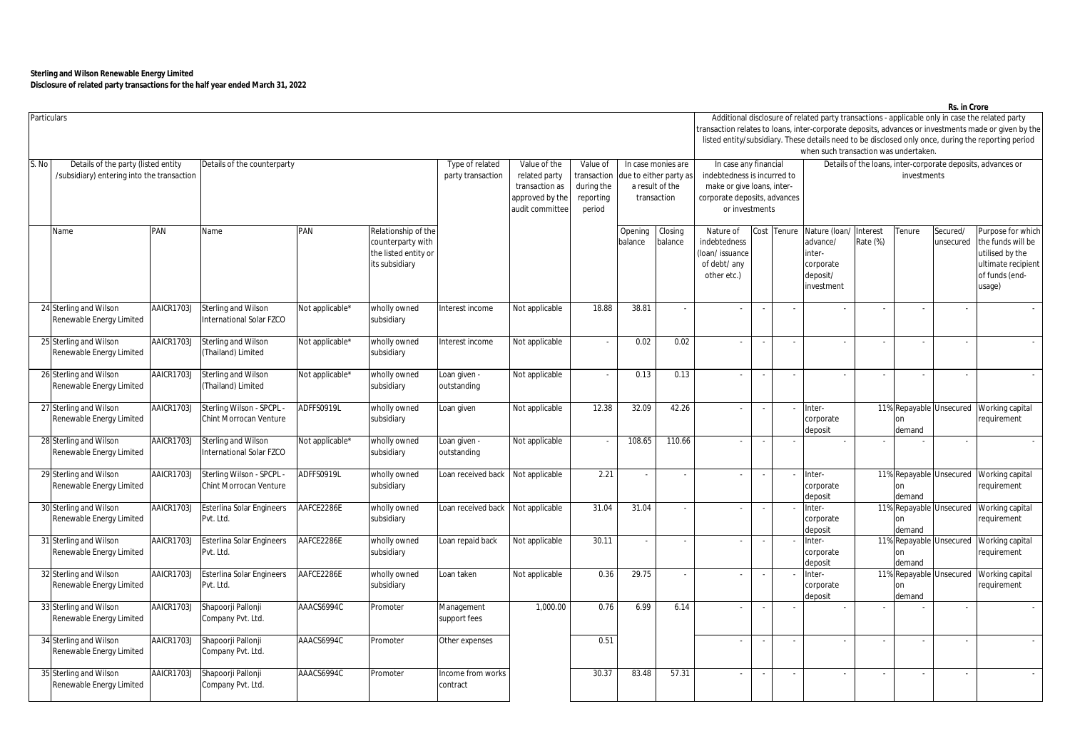**Sterling and Wilson Renewable Energy Limited**
**Disclosure of related party transactions for the half year ended March 31, 2022**

Rs. in Crore

| Particulars | | | | | | | | | | | Additional disclosure of related party transactions - applicable only in case the related party transaction relates to loans, inter-corporate deposits, advances or investments made or given by the listed entity/subsidiary. These details need to be disclosed only once, during the reporting period when such transaction was undertaken. | | | | | | | |
|---|---|---|---|---|---|---|---|---|---|---|---|---|---|---|---|---|---|---|
| S. No | Details of the party (listed entity /subsidiary) entering into the transaction | | Details of the counterparty | | | Type of related party transaction | Value of the related party transaction as approved by the audit committee | Value of transaction during the reporting period | In case monies are due to either party as a result of the transaction | | In case any financial indebtedness is incurred to make or give loans, inter-corporate deposits, advances or investments | | | Details of the loans, inter-corporate deposits, advances or investments | | | | |
| | Name | PAN | Name | PAN | Relationship of the counterparty with the listed entity or its subsidiary | | | | Opening balance | Closing balance | Nature of indebtedness (loan/ issuance of debt/ any other etc.) | Cost | Tenure | Nature (loan/ advance/ inter-corporate deposit/ investment | Interest Rate (%) | Tenure | Secured/ unsecured | Purpose for which the funds will be utilised by the ultimate recipient of funds (end-usage) |
| 24 | Sterling and Wilson Renewable Energy Limited | AAICR1703J | Sterling and Wilson International Solar FZCO | Not applicable* | wholly owned subsidiary | Interest income | Not applicable | 18.88 | 38.81 | - | - | - | - | - | - | - | - | - |
| 25 | Sterling and Wilson Renewable Energy Limited | AAICR1703J | Sterling and Wilson (Thailand) Limited | Not applicable* | wholly owned subsidiary | Interest income | Not applicable | - | 0.02 | 0.02 | - | - | - | - | - | - | - | - |
| 26 | Sterling and Wilson Renewable Energy Limited | AAICR1703J | Sterling and Wilson (Thailand) Limited | Not applicable* | wholly owned subsidiary | Loan given - outstanding | Not applicable | - | 0.13 | 0.13 | - | - | - | - | - | - | - | - |
| 27 | Sterling and Wilson Renewable Energy Limited | AAICR1703J | Sterling Wilson - SPCPL - Chint Morrocan Venture | ADFFS0919L | wholly owned subsidiary | Loan given | Not applicable | 12.38 | 32.09 | 42.26 | - | - | - | Inter-corporate deposit | 11% | Repayable on demand | Unsecured | Working capital requirement |
| 28 | Sterling and Wilson Renewable Energy Limited | AAICR1703J | Sterling and Wilson International Solar FZCO | Not applicable* | wholly owned subsidiary | Loan given - outstanding | Not applicable | - | 108.65 | 110.66 | - | - | - | - | - | - | - | - |
| 29 | Sterling and Wilson Renewable Energy Limited | AAICR1703J | Sterling Wilson - SPCPL - Chint Morrocan Venture | ADFFS0919L | wholly owned subsidiary | Loan received back | Not applicable | 2.21 | - | - | - | - | - | Inter-corporate deposit | 11% | Repayable on demand | Unsecured | Working capital requirement |
| 30 | Sterling and Wilson Renewable Energy Limited | AAICR1703J | Esterlina Solar Engineers Pvt. Ltd. | AAFCE2286E | wholly owned subsidiary | Loan received back | Not applicable | 31.04 | 31.04 | - | - | - | - | Inter-corporate deposit | 11% | Repayable on demand | Unsecured | Working capital requirement |
| 31 | Sterling and Wilson Renewable Energy Limited | AAICR1703J | Esterlina Solar Engineers Pvt. Ltd. | AAFCE2286E | wholly owned subsidiary | Loan repaid back | Not applicable | 30.11 | - | - | - | - | - | Inter-corporate deposit | 11% | Repayable on demand | Unsecured | Working capital requirement |
| 32 | Sterling and Wilson Renewable Energy Limited | AAICR1703J | Esterlina Solar Engineers Pvt. Ltd. | AAFCE2286E | wholly owned subsidiary | Loan taken | Not applicable | 0.36 | 29.75 | - | - | - | - | Inter-corporate deposit | 11% | Repayable on demand | Unsecured | Working capital requirement |
| 33 | Sterling and Wilson Renewable Energy Limited | AAICR1703J | Shapoorji Pallonji Company Pvt. Ltd. | AAACS6994C | Promoter | Management support fees | 1,000.00 | 0.76 | 6.99 | 6.14 | - | - | - | - | - | - | - | - |
| 34 | Sterling and Wilson Renewable Energy Limited | AAICR1703J | Shapoorji Pallonji Company Pvt. Ltd. | AAACS6994C | Promoter | Other expenses | | 0.51 | | | - | - | - | - | - | - | - | - |
| 35 | Sterling and Wilson Renewable Energy Limited | AAICR1703J | Shapoorji Pallonji Company Pvt. Ltd. | AAACS6994C | Promoter | Income from works contract | | 30.37 | 83.48 | 57.31 | - | - | - | - | - | - | - | - |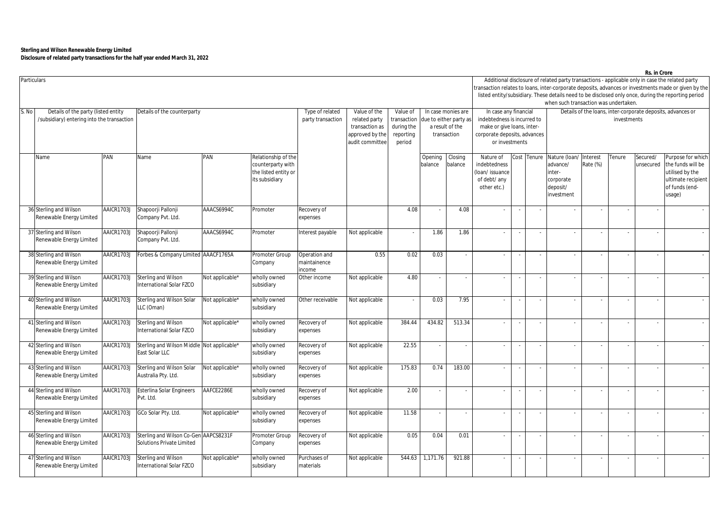**Sterling and Wilson Renewable Energy Limited**
**Disclosure of related party transactions for the half year ended March 31, 2022**

Rs. in Crore

| Particulars | | | | | | | | | | | | Additional disclosure of related party transactions - applicable only in case the related party transaction relates to loans, inter-corporate deposits, advances or investments made or given by the listed entity/subsidiary. These details need to be disclosed only once, during the reporting period when such transaction was undertaken. | | | | | | | |
|---|---|---|---|---|---|---|---|---|---|---|---|---|---|---|---|---|---|---|---|
| S. No | Details of the party (listed entity /subsidiary) entering into the transaction | | Details of the counterparty | | | Type of related party transaction | Value of the related party transaction as approved by the audit committee | Value of transaction during the reporting period | In case monies are due to either party as a result of the transaction | | In case any financial indebtedness is incurred to make or give loans, inter-corporate deposits, advances or investments | | | Details of the loans, inter-corporate deposits, advances or investments | | | | | |
| | Name | PAN | Name | PAN | Relationship of the counterparty with the listed entity or its subsidiary | | | | Opening balance | Closing balance | Nature of indebtedness (loan/ issuance of debt/ any other etc.) | Cost | Tenure | Nature (loan/ advance/ inter-corporate deposit/ investment | Interest Rate (%) | Tenure | Secured/ unsecured | Purpose for which the funds will be utilised by the ultimate recipient of funds (end-usage) |
| 36 | Sterling and Wilson Renewable Energy Limited | AAICR1703J | Shapoorji Pallonji Company Pvt. Ltd. | AAACS6994C | Promoter | Recovery of expenses | | 4.08 | - | 4.08 | - | - | - | - | - | - | - | - |
| 37 | Sterling and Wilson Renewable Energy Limited | AAICR1703J | Shapoorji Pallonji Company Pvt. Ltd. | AAACS6994C | Promoter | Interest payable | Not applicable | - | 1.86 | 1.86 | - | - | - | - | - | - | - | - |
| 38 | Sterling and Wilson Renewable Energy Limited | AAICR1703J | Forbes & Company Limited | AAACF1765A | Promoter Group Company | Operation and maintainence income | 0.55 | 0.02 | 0.03 | - | - | - | - | - | - | - | - | - |
| 39 | Sterling and Wilson Renewable Energy Limited | AAICR1703J | Sterling and Wilson International Solar FZCO | Not applicable* | wholly owned subsidiary | Other income | Not applicable | 4.80 | - | - | - | - | - | - | - | - | - | - |
| 40 | Sterling and Wilson Renewable Energy Limited | AAICR1703J | Sterling and Wilson Solar LLC (Oman) | Not applicable* | wholly owned subsidiary | Other receivable | Not applicable | - | 0.03 | 7.95 | - | - | - | - | - | - | - | - |
| 41 | Sterling and Wilson Renewable Energy Limited | AAICR1703J | Sterling and Wilson International Solar FZCO | Not applicable* | wholly owned subsidiary | Recovery of expenses | Not applicable | 384.44 | 434.82 | 513.34 | - | - | - | - | - | - | - | - |
| 42 | Sterling and Wilson Renewable Energy Limited | AAICR1703J | Sterling and Wilson Middle East Solar LLC | Not applicable* | wholly owned subsidiary | Recovery of expenses | Not applicable | 22.55 | - | - | - | - | - | - | - | - | - | - |
| 43 | Sterling and Wilson Renewable Energy Limited | AAICR1703J | Sterling and Wilson Solar Australia Pty. Ltd. | Not applicable* | wholly owned subsidiary | Recovery of expenses | Not applicable | 175.83 | 0.74 | 183.00 | - | - | - | - | - | - | - | - |
| 44 | Sterling and Wilson Renewable Energy Limited | AAICR1703J | Esterlina Solar Engineers Pvt. Ltd. | AAFCE2286E | wholly owned subsidiary | Recovery of expenses | Not applicable | 2.00 | - | - | - | - | - | - | - | - | - | - |
| 45 | Sterling and Wilson Renewable Energy Limited | AAICR1703J | GCo Solar Pty. Ltd. | Not applicable* | wholly owned subsidiary | Recovery of expenses | Not applicable | 11.58 | - | - | - | - | - | - | - | - | - | - |
| 46 | Sterling and Wilson Renewable Energy Limited | AAICR1703J | Sterling and Wilson Co-Gen Solutions Private Limited | AAPCS8231F | Promoter Group Company | Recovery of expenses | Not applicable | 0.05 | 0.04 | 0.01 | - | - | - | - | - | - | - | - |
| 47 | Sterling and Wilson Renewable Energy Limited | AAICR1703J | Sterling and Wilson International Solar FZCO | Not applicable* | wholly owned subsidiary | Purchases of materials | Not applicable | 544.63 | 1,171.76 | 921.88 | - | - | - | - | - | - | - | - |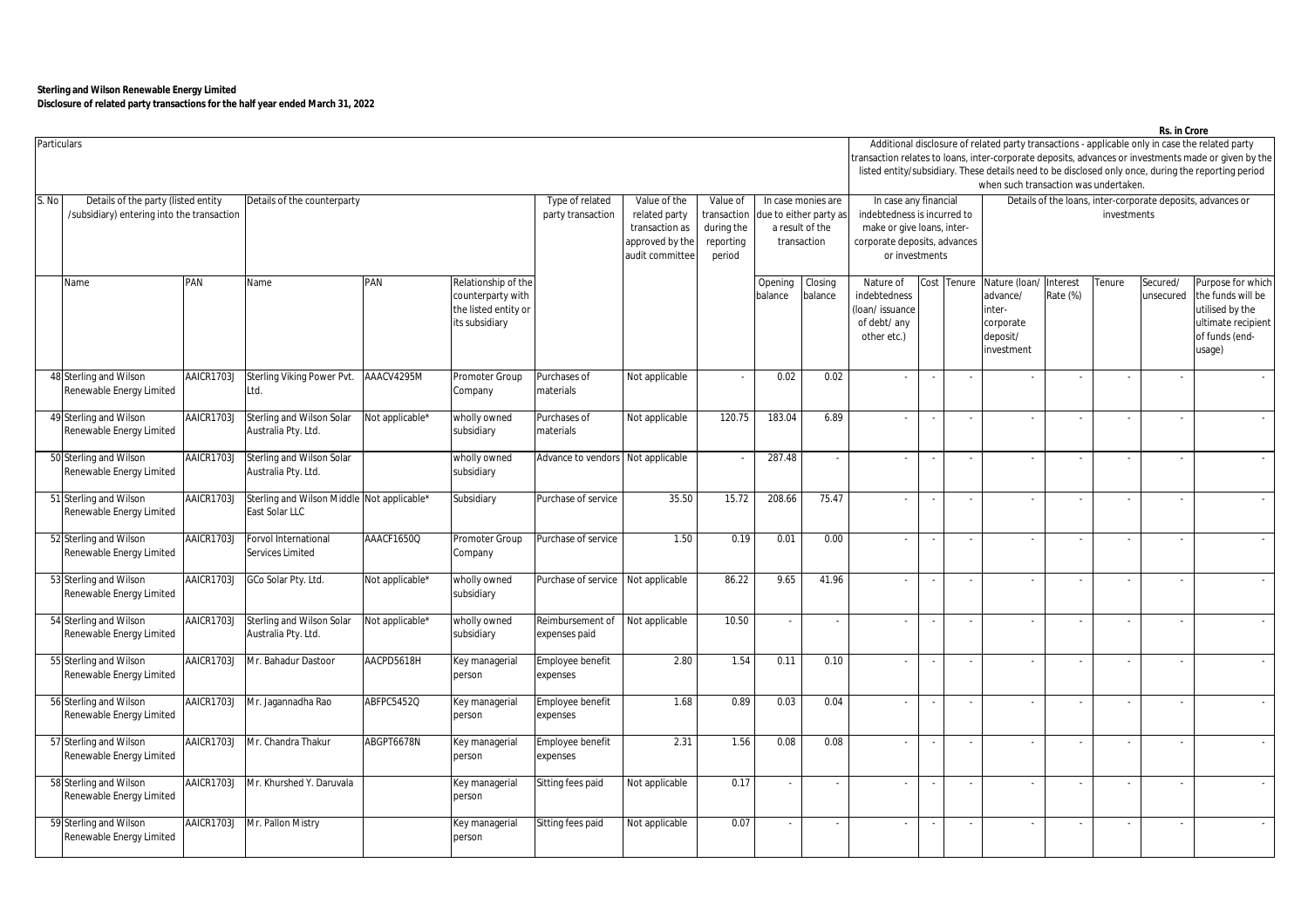**Sterling and Wilson Renewable Energy Limited**
**Disclosure of related party transactions for the half year ended March 31, 2022**

**Rs. in Crore**

| Particulars | | | | | | | | | | | Additional disclosure of related party transactions - applicable only in case the related party transaction relates to loans, inter-corporate deposits, advances or investments made or given by the listed entity/subsidiary. These details need to be disclosed only once, during the reporting period when such transaction was undertaken. | | | | | | | | |
|---|---|---|---|---|---|---|---|---|---|---|---|---|---|---|---|---|---|---|---|
| S. No | Details of the party (listed entity /subsidiary) entering into the transaction | | Details of the counterparty | | | Type of related party transaction | Value of the related party transaction as approved by the audit committee | Value of transaction during the reporting period | In case monies are due to either party as a result of the transaction | | In case any financial indebtedness is incurred to make or give loans, inter-corporate deposits, advances or investments | | | Details of the loans, inter-corporate deposits, advances or investments | | | | |
| | Name | PAN | Name | PAN | Relationship of the counterparty with the listed entity or its subsidiary | | | | Opening balance | Closing balance | Nature of indebtedness (loan/ issuance of debt/ any other etc.) | Cost | Tenure | Nature (loan/ advance/ inter-corporate deposit/ investment | Interest Rate (%) | Tenure | Secured/ unsecured | Purpose for which the funds will be utilised by the ultimate recipient of funds (end-usage) |
| 48 | Sterling and Wilson Renewable Energy Limited | AAICR1703J | Sterling Viking Power Pvt. Ltd. | AAACV4295M | Promoter Group Company | Purchases of materials | Not applicable | - | 0.02 | 0.02 | - | - | - | - | - | - | - | - |
| 49 | Sterling and Wilson Renewable Energy Limited | AAICR1703J | Sterling and Wilson Solar Australia Pty. Ltd. | Not applicable* | wholly owned subsidiary | Purchases of materials | Not applicable | 120.75 | 183.04 | 6.89 | - | - | - | - | - | - | - | - |
| 50 | Sterling and Wilson Renewable Energy Limited | AAICR1703J | Sterling and Wilson Solar Australia Pty. Ltd. | | wholly owned subsidiary | Advance to vendors | Not applicable | - | 287.48 | - | - | - | - | - | - | - | - | - |
| 51 | Sterling and Wilson Renewable Energy Limited | AAICR1703J | Sterling and Wilson Middle East Solar LLC | Not applicable* | Subsidiary | Purchase of service | 35.50 | 15.72 | 208.66 | 75.47 | - | - | - | - | - | - | - | - |
| 52 | Sterling and Wilson Renewable Energy Limited | AAICR1703J | Forvol International Services Limited | AAACF1650Q | Promoter Group Company | Purchase of service | 1.50 | 0.19 | 0.01 | 0.00 | - | - | - | - | - | - | - | - |
| 53 | Sterling and Wilson Renewable Energy Limited | AAICR1703J | GCo Solar Pty. Ltd. | Not applicable* | wholly owned subsidiary | Purchase of service | Not applicable | 86.22 | 9.65 | 41.96 | - | - | - | - | - | - | - | - |
| 54 | Sterling and Wilson Renewable Energy Limited | AAICR1703J | Sterling and Wilson Solar Australia Pty. Ltd. | Not applicable* | wholly owned subsidiary | Reimbursement of expenses paid | Not applicable | 10.50 | - | - | - | - | - | - | - | - | - | - |
| 55 | Sterling and Wilson Renewable Energy Limited | AAICR1703J | Mr. Bahadur Dastoor | AACPD5618H | Key managerial person | Employee benefit expenses | 2.80 | 1.54 | 0.11 | 0.10 | - | - | - | - | - | - | - | - |
| 56 | Sterling and Wilson Renewable Energy Limited | AAICR1703J | Mr. Jagannadha Rao | ABFPC5452Q | Key managerial person | Employee benefit expenses | 1.68 | 0.89 | 0.03 | 0.04 | - | - | - | - | - | - | - | - |
| 57 | Sterling and Wilson Renewable Energy Limited | AAICR1703J | Mr. Chandra Thakur | ABGPT6678N | Key managerial person | Employee benefit expenses | 2.31 | 1.56 | 0.08 | 0.08 | - | - | - | - | - | - | - | - |
| 58 | Sterling and Wilson Renewable Energy Limited | AAICR1703J | Mr. Khurshed Y. Daruvala | | Key managerial person | Sitting fees paid | Not applicable | 0.17 | - | - | - | - | - | - | - | - | - | - |
| 59 | Sterling and Wilson Renewable Energy Limited | AAICR1703J | Mr. Pallon Mistry | | Key managerial person | Sitting fees paid | Not applicable | 0.07 | - | - | - | - | - | - | - | - | - | - |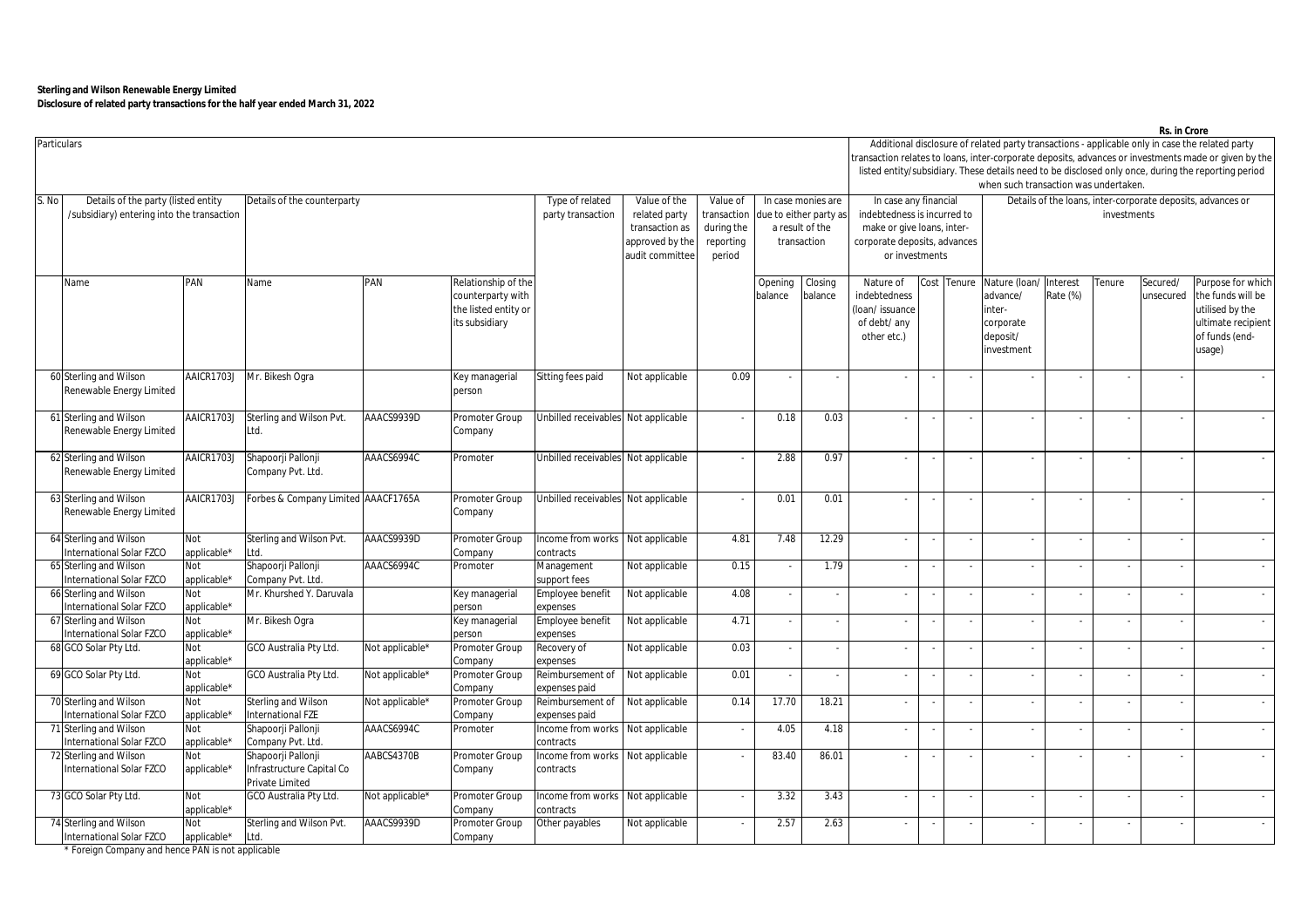**Sterling and Wilson Renewable Energy Limited**
**Disclosure of related party transactions for the half year ended March 31, 2022**

**Rs. in Crore**

| Particulars | | | | | | | | | | | Additional disclosure of related party transactions - applicable only in case the related party transaction relates to loans, inter-corporate deposits, advances or investments made or given by the listed entity/subsidiary. These details need to be disclosed only once, during the reporting period when such transaction was undertaken. | | | | | | | | |
|---|---|---|---|---|---|---|---|---|---|---|---|---|---|---|---|---|---|---|---|
| S. No | Details of the party (listed entity /subsidiary) entering into the transaction | | Details of the counterparty | | | Type of related party transaction | Value of the related party transaction as approved by the audit committee | Value of transaction during the reporting period | In case monies are due to either party as a result of the transaction | | In case any financial indebtedness is incurred to make or give loans, inter-corporate deposits, advances or investments | | | Details of the loans, inter-corporate deposits, advances or investments | | | | | |
| | Name | PAN | Name | PAN | Relationship of the counterparty with the listed entity or its subsidiary | | | | Opening balance | Closing balance | Nature of indebtedness (loan/ issuance of debt/ any other etc.) | Cost | Tenure | Nature (loan/ advance/ inter-corporate deposit/ investment | Interest Rate (%) | Tenure | Secured/ unsecured | Purpose for which the funds will be utilised by the ultimate recipient of funds (end-usage) |
| 60 | Sterling and Wilson Renewable Energy Limited | AAICR1703J | Mr. Bikesh Ogra | | Key managerial person | Sitting fees paid | Not applicable | 0.09 | - | - | - | - | - | - | - | - | - | - |
| 61 | Sterling and Wilson Renewable Energy Limited | AAICR1703J | Sterling and Wilson Pvt. Ltd. | AAACS9939D | Promoter Group Company | Unbilled receivables | Not applicable | - | 0.18 | 0.03 | - | - | - | - | - | - | - | - |
| 62 | Sterling and Wilson Renewable Energy Limited | AAICR1703J | Shapoorji Pallonji Company Pvt. Ltd. | AAACS6994C | Promoter | Unbilled receivables | Not applicable | - | 2.88 | 0.97 | - | - | - | - | - | - | - | - |
| 63 | Sterling and Wilson Renewable Energy Limited | AAICR1703J | Forbes & Company Limited | AAACF1765A | Promoter Group Company | Unbilled receivables | Not applicable | - | 0.01 | 0.01 | - | - | - | - | - | - | - | - |
| 64 | Sterling and Wilson International Solar FZCO | Not applicable* | Sterling and Wilson Pvt. Ltd. | AAACS9939D | Promoter Group Company | Income from works contracts | Not applicable | 4.81 | 7.48 | 12.29 | - | - | - | - | - | - | - | - |
| 65 | Sterling and Wilson International Solar FZCO | Not applicable* | Shapoorji Pallonji Company Pvt. Ltd. | AAACS6994C | Promoter | Management support fees | Not applicable | 0.15 | - | 1.79 | - | - | - | - | - | - | - | - |
| 66 | Sterling and Wilson International Solar FZCO | Not applicable* | Mr. Khurshed Y. Daruvala | | Key managerial person | Employee benefit expenses | Not applicable | 4.08 | - | - | - | - | - | - | - | - | - | - |
| 67 | Sterling and Wilson International Solar FZCO | Not applicable* | Mr. Bikesh Ogra | | Key managerial person | Employee benefit expenses | Not applicable | 4.71 | - | - | - | - | - | - | - | - | - | - |
| 68 | GCO Solar Pty Ltd. | Not applicable* | GCO Australia Pty Ltd. | Not applicable* | Promoter Group Company | Recovery of expenses | Not applicable | 0.03 | - | - | - | - | - | - | - | - | - | - |
| 69 | GCO Solar Pty Ltd. | Not applicable* | GCO Australia Pty Ltd. | Not applicable* | Promoter Group Company | Reimbursement of expenses paid | Not applicable | 0.01 | - | - | - | - | - | - | - | - | - | - |
| 70 | Sterling and Wilson International Solar FZCO | Not applicable* | Sterling and Wilson International FZE | Not applicable* | Promoter Group Company | Reimbursement of expenses paid | Not applicable | 0.14 | 17.70 | 18.21 | - | - | - | - | - | - | - | - |
| 71 | Sterling and Wilson International Solar FZCO | Not applicable* | Shapoorji Pallonji Company Pvt. Ltd. | AAACS6994C | Promoter | Income from works contracts | Not applicable | - | 4.05 | 4.18 | - | - | - | - | - | - | - | - |
| 72 | Sterling and Wilson International Solar FZCO | Not applicable* | Shapoorji Pallonji Infrastructure Capital Co Private Limited | AABCS4370B | Promoter Group Company | Income from works contracts | Not applicable | - | 83.40 | 86.01 | - | - | - | - | - | - | - | - |
| 73 | GCO Solar Pty Ltd. | Not applicable* | GCO Australia Pty Ltd. | Not applicable* | Promoter Group Company | Income from works contracts | Not applicable | - | 3.32 | 3.43 | - | - | - | - | - | - | - | - |
| 74 | Sterling and Wilson International Solar FZCO | Not applicable* | Sterling and Wilson Pvt. Ltd. | AAACS9939D | Promoter Group Company | Other payables | Not applicable | - | 2.57 | 2.63 | - | - | - | - | - | - | - | - |

\* Foreign Company and hence PAN is not applicable